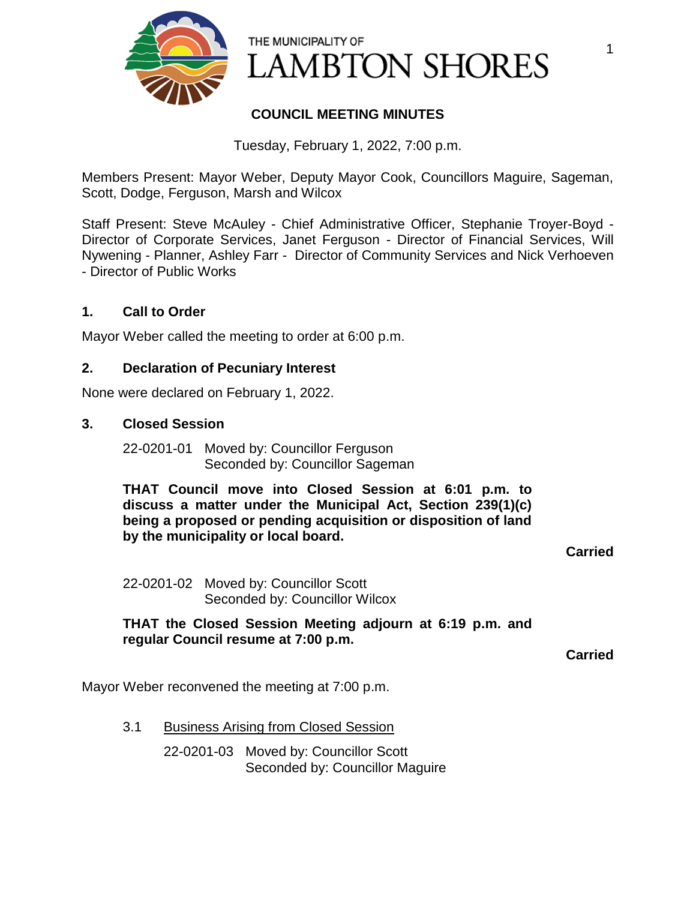THE MUNICIPALITY OF
# LAMBTON SHORES

## COUNCIL MEETING MINUTES

Tuesday, February 1, 2022, 7:00 p.m.

Members Present: Mayor Weber, Deputy Mayor Cook, Councillors Maguire, Sageman, Scott, Dodge, Ferguson, Marsh and Wilcox

Staff Present: Steve McAuley - Chief Administrative Officer, Stephanie Troyer-Boyd - Director of Corporate Services, Janet Ferguson - Director of Financial Services, Will Nywening - Planner, Ashley Farr - Director of Community Services and Nick Verhoeven - Director of Public Works

### 1. Call to Order

Mayor Weber called the meeting to order at 6:00 p.m.

### 2. Declaration of Pecuniary Interest

None were declared on February 1, 2022.

### 3. Closed Session

22-0201-01 Moved by: Councillor Ferguson
Seconded by: Councillor Sageman

**THAT Council move into Closed Session at 6:01 p.m. to discuss a matter under the Municipal Act, Section 239(1)(c) being a proposed or pending acquisition or disposition of land by the municipality or local board.**

**Carried**

22-0201-02 Moved by: Councillor Scott
Seconded by: Councillor Wilcox

**THAT the Closed Session Meeting adjourn at 6:19 p.m. and regular Council resume at 7:00 p.m.**

**Carried**

Mayor Weber reconvened the meeting at 7:00 p.m.

3.1 Business Arising from Closed Session

22-0201-03 Moved by: Councillor Scott
Seconded by: Councillor Maguire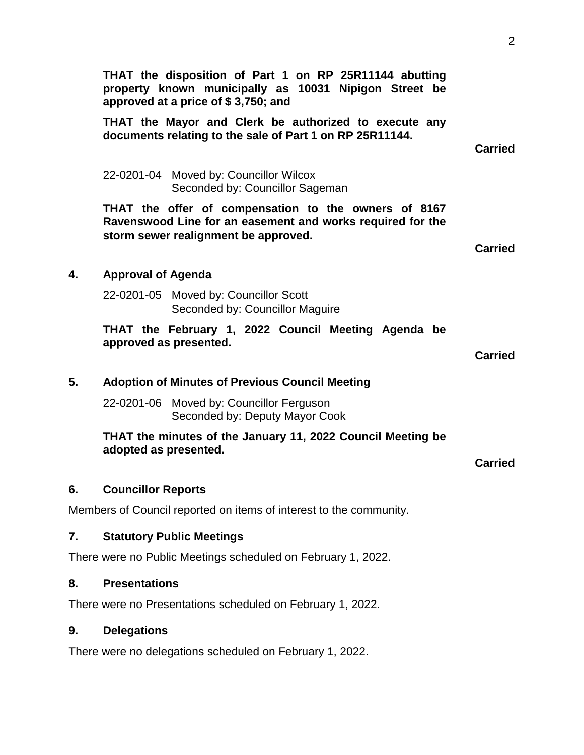**THAT the disposition of Part 1 on RP 25R11144 abutting property known municipally as 10031 Nipigon Street be approved at a price of $ 3,750; and**

**THAT the Mayor and Clerk be authorized to execute any documents relating to the sale of Part 1 on RP 25R11144.**

**Carried**

22-0201-04 Moved by: Councillor Wilcox
Seconded by: Councillor Sageman

**THAT the offer of compensation to the owners of 8167 Ravenswood Line for an easement and works required for the storm sewer realignment be approved.**

**Carried**

## 4. Approval of Agenda

22-0201-05 Moved by: Councillor Scott
Seconded by: Councillor Maguire

**THAT the February 1, 2022 Council Meeting Agenda be approved as presented.**

**Carried**

## 5. Adoption of Minutes of Previous Council Meeting

22-0201-06 Moved by: Councillor Ferguson
Seconded by: Deputy Mayor Cook

**THAT the minutes of the January 11, 2022 Council Meeting be adopted as presented.**

**Carried**

## 6. Councillor Reports

Members of Council reported on items of interest to the community.

## 7. Statutory Public Meetings

There were no Public Meetings scheduled on February 1, 2022.

## 8. Presentations

There were no Presentations scheduled on February 1, 2022.

## 9. Delegations

There were no delegations scheduled on February 1, 2022.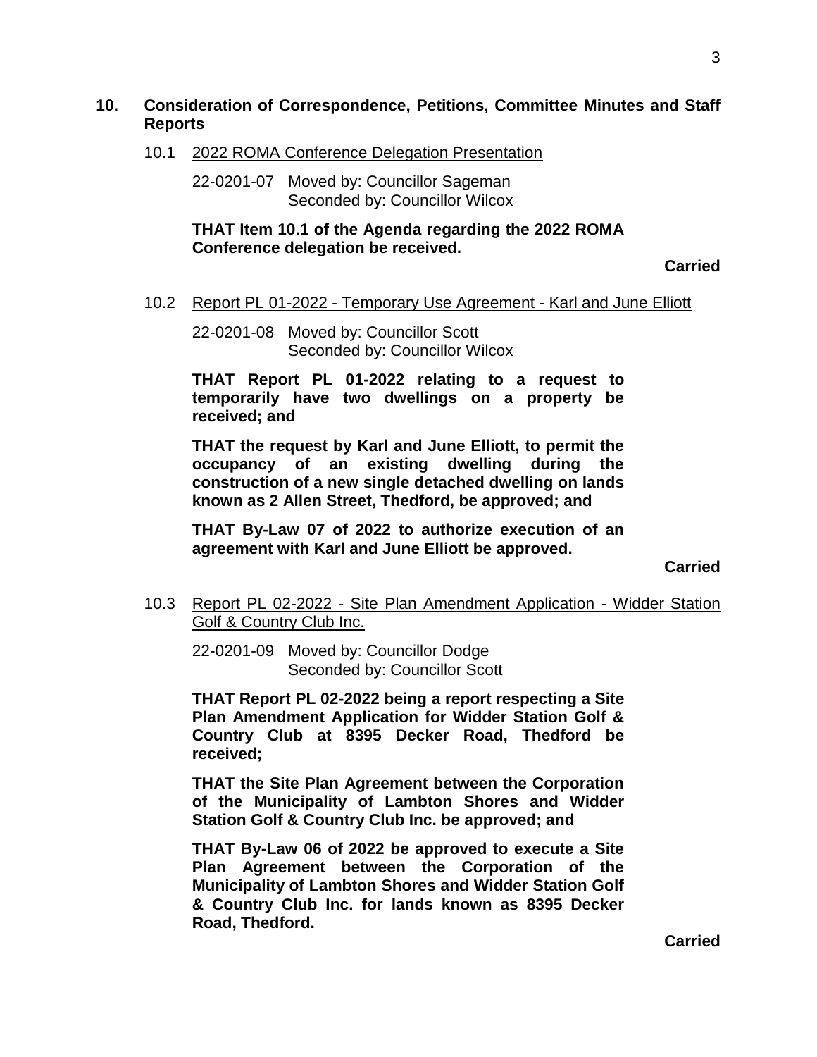## 10. Consideration of Correspondence, Petitions, Committee Minutes and Staff Reports

### 10.1 2022 ROMA Conference Delegation Presentation

22-0201-07 Moved by: Councillor Sageman
Seconded by: Councillor Wilcox

**THAT Item 10.1 of the Agenda regarding the 2022 ROMA Conference delegation be received.**

**Carried**

### 10.2 Report PL 01-2022 - Temporary Use Agreement - Karl and June Elliott

22-0201-08 Moved by: Councillor Scott
Seconded by: Councillor Wilcox

**THAT Report PL 01-2022 relating to a request to temporarily have two dwellings on a property be received; and**

**THAT the request by Karl and June Elliott, to permit the occupancy of an existing dwelling during the construction of a new single detached dwelling on lands known as 2 Allen Street, Thedford, be approved; and**

**THAT By-Law 07 of 2022 to authorize execution of an agreement with Karl and June Elliott be approved.**

**Carried**

### 10.3 Report PL 02-2022 - Site Plan Amendment Application - Widder Station Golf & Country Club Inc.

22-0201-09 Moved by: Councillor Dodge
Seconded by: Councillor Scott

**THAT Report PL 02-2022 being a report respecting a Site Plan Amendment Application for Widder Station Golf & Country Club at 8395 Decker Road, Thedford be received;**

**THAT the Site Plan Agreement between the Corporation of the Municipality of Lambton Shores and Widder Station Golf & Country Club Inc. be approved; and**

**THAT By-Law 06 of 2022 be approved to execute a Site Plan Agreement between the Corporation of the Municipality of Lambton Shores and Widder Station Golf & Country Club Inc. for lands known as 8395 Decker Road, Thedford.**

**Carried**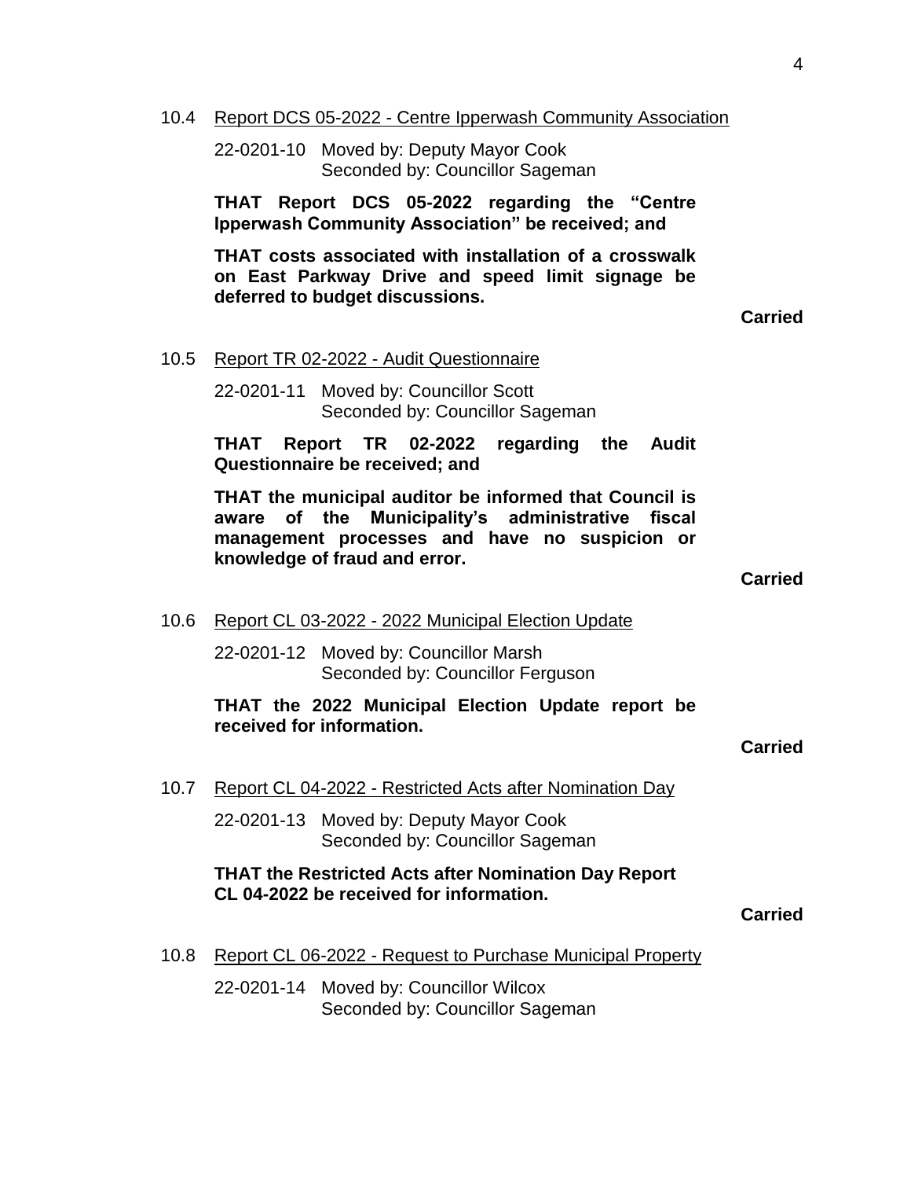10.4 Report DCS 05-2022 - Centre Ipperwash Community Association

22-0201-10 Moved by: Deputy Mayor Cook
Seconded by: Councillor Sageman

**THAT Report DCS 05-2022 regarding the "Centre Ipperwash Community Association" be received; and**

**THAT costs associated with installation of a crosswalk on East Parkway Drive and speed limit signage be deferred to budget discussions.**

**Carried**

10.5 Report TR 02-2022 - Audit Questionnaire

22-0201-11 Moved by: Councillor Scott
Seconded by: Councillor Sageman

**THAT Report TR 02-2022 regarding the Audit Questionnaire be received; and**

**THAT the municipal auditor be informed that Council is aware of the Municipality's administrative fiscal management processes and have no suspicion or knowledge of fraud and error.**

**Carried**

10.6 Report CL 03-2022 - 2022 Municipal Election Update

22-0201-12 Moved by: Councillor Marsh
Seconded by: Councillor Ferguson

**THAT the 2022 Municipal Election Update report be received for information.**

**Carried**

10.7 Report CL 04-2022 - Restricted Acts after Nomination Day

22-0201-13 Moved by: Deputy Mayor Cook
Seconded by: Councillor Sageman

**THAT the Restricted Acts after Nomination Day Report CL 04-2022 be received for information.**

**Carried**

10.8 Report CL 06-2022 - Request to Purchase Municipal Property

22-0201-14 Moved by: Councillor Wilcox
Seconded by: Councillor Sageman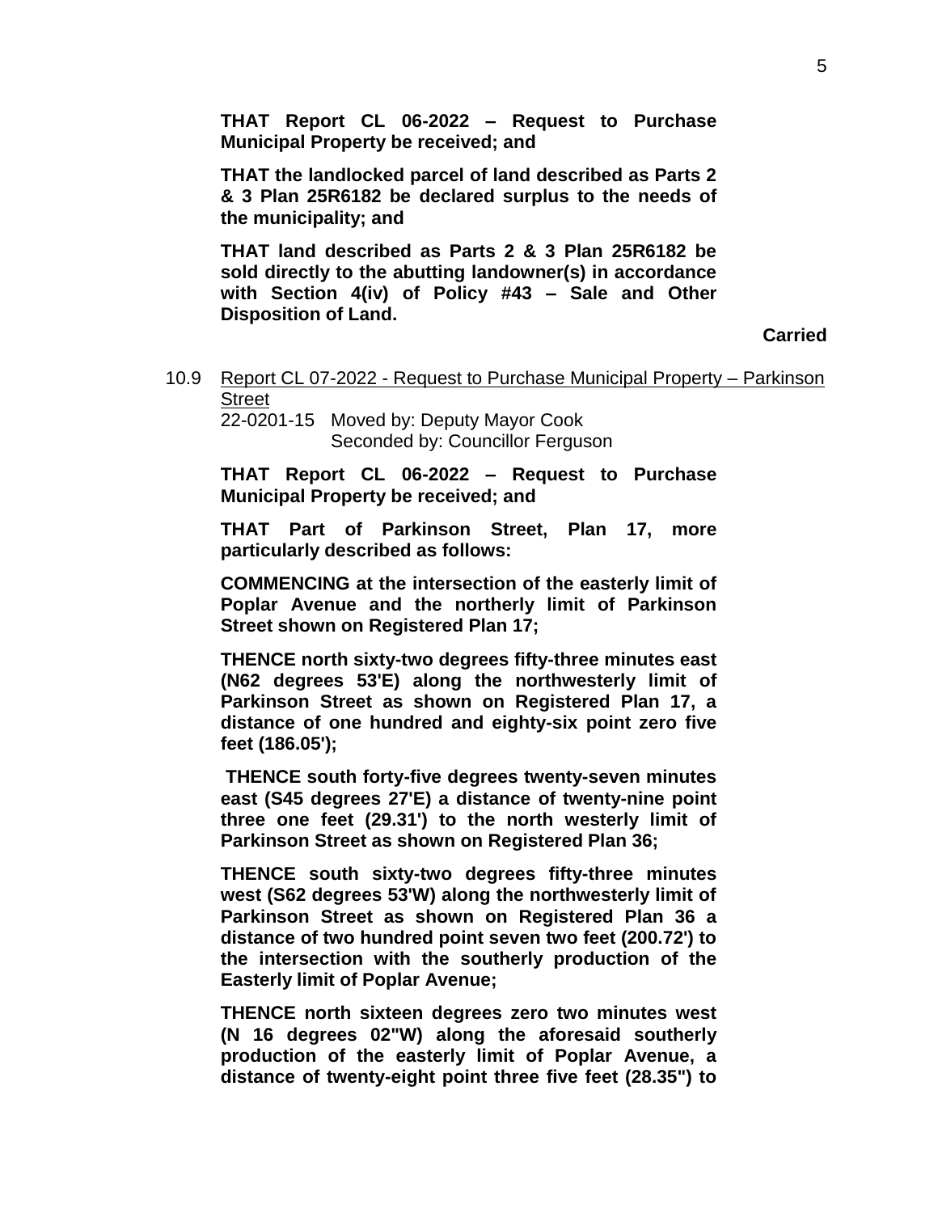**THAT Report CL 06-2022 – Request to Purchase Municipal Property be received; and**

**THAT the landlocked parcel of land described as Parts 2 & 3 Plan 25R6182 be declared surplus to the needs of the municipality; and**

**THAT land described as Parts 2 & 3 Plan 25R6182 be sold directly to the abutting landowner(s) in accordance with Section 4(iv) of Policy #43 – Sale and Other Disposition of Land.**

**Carried**

10.9 Report CL 07-2022 - Request to Purchase Municipal Property – Parkinson Street

22-0201-15 Moved by: Deputy Mayor Cook
Seconded by: Councillor Ferguson

**THAT Report CL 06-2022 – Request to Purchase Municipal Property be received; and**

**THAT Part of Parkinson Street, Plan 17, more particularly described as follows:**

**COMMENCING at the intersection of the easterly limit of Poplar Avenue and the northerly limit of Parkinson Street shown on Registered Plan 17;**

**THENCE north sixty-two degrees fifty-three minutes east (N62 degrees 53'E) along the northwesterly limit of Parkinson Street as shown on Registered Plan 17, a distance of one hundred and eighty-six point zero five feet (186.05');**

**THENCE south forty-five degrees twenty-seven minutes east (S45 degrees 27'E) a distance of twenty-nine point three one feet (29.31') to the north westerly limit of Parkinson Street as shown on Registered Plan 36;**

**THENCE south sixty-two degrees fifty-three minutes west (S62 degrees 53'W) along the northwesterly limit of Parkinson Street as shown on Registered Plan 36 a distance of two hundred point seven two feet (200.72') to the intersection with the southerly production of the Easterly limit of Poplar Avenue;**

**THENCE north sixteen degrees zero two minutes west (N 16 degrees 02"W) along the aforesaid southerly production of the easterly limit of Poplar Avenue, a distance of twenty-eight point three five feet (28.35") to**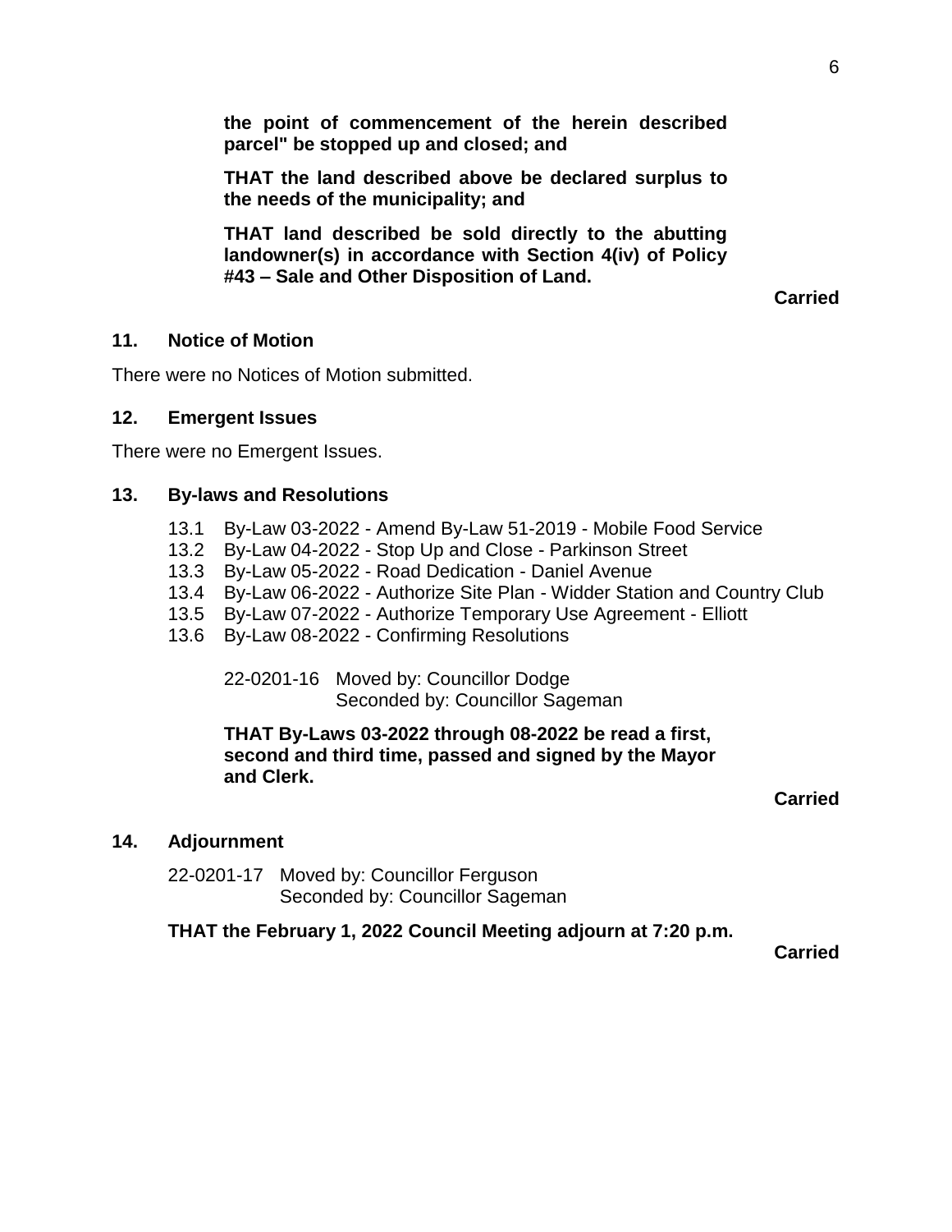**the point of commencement of the herein described parcel" be stopped up and closed; and**

**THAT the land described above be declared surplus to the needs of the municipality; and**

**THAT land described be sold directly to the abutting landowner(s) in accordance with Section 4(iv) of Policy #43 – Sale and Other Disposition of Land.**

**Carried**

## 11. Notice of Motion

There were no Notices of Motion submitted.

## 12. Emergent Issues

There were no Emergent Issues.

## 13. By-laws and Resolutions

13.1 By-Law 03-2022 - Amend By-Law 51-2019 - Mobile Food Service
13.2 By-Law 04-2022 - Stop Up and Close - Parkinson Street
13.3 By-Law 05-2022 - Road Dedication - Daniel Avenue
13.4 By-Law 06-2022 - Authorize Site Plan - Widder Station and Country Club
13.5 By-Law 07-2022 - Authorize Temporary Use Agreement - Elliott
13.6 By-Law 08-2022 - Confirming Resolutions

22-0201-16 Moved by: Councillor Dodge
Seconded by: Councillor Sageman

**THAT By-Laws 03-2022 through 08-2022 be read a first, second and third time, passed and signed by the Mayor and Clerk.**

**Carried**

## 14. Adjournment

22-0201-17 Moved by: Councillor Ferguson
Seconded by: Councillor Sageman

**THAT the February 1, 2022 Council Meeting adjourn at 7:20 p.m.**

**Carried**